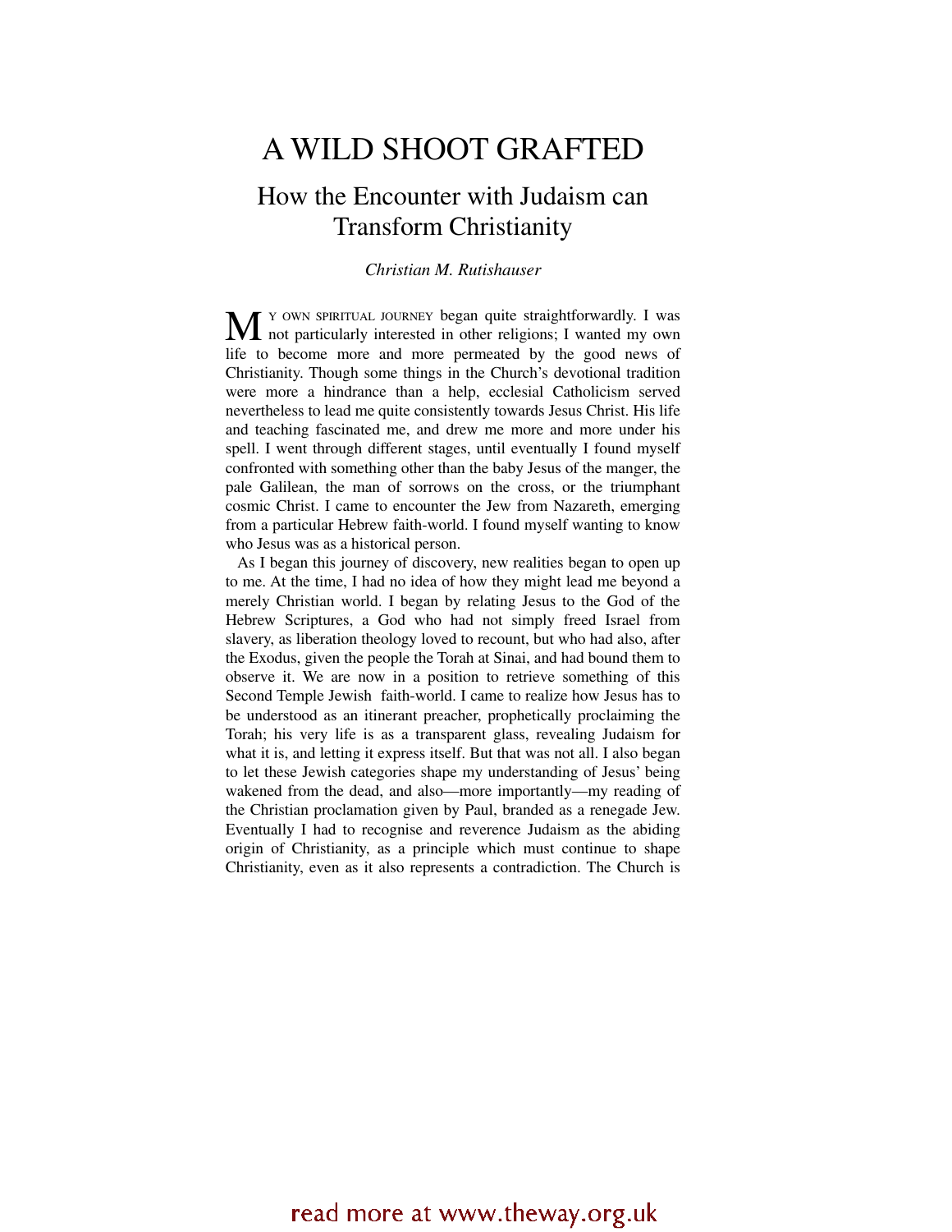# A WILD SHOOT GRAFTED

## How the Encounter with Judaism can Transform Christianity

*Christian M. Rutishauser*

My own spiritual journey began quite straightforwardly. I was not particularly interested in other religions; I wanted my own life to become more and more permeated by the good news of Christianity. Though some things in the Church's devotional tradition were more a hindrance than a help, ecclesial Catholicism served nevertheless to lead me quite consistently towards Jesus Christ. His life and teaching fascinated me, and drew me more and more under his spell. I went through different stages, until eventually I found myself confronted with something other than the baby Jesus of the manger, the pale Galilean, the man of sorrows on the cross, or the triumphant cosmic Christ. I came to encounter the Jew from Nazareth, emerging from a particular Hebrew faith-world. I found myself wanting to know who Jesus was as a historical person.

As I began this journey of discovery, new realities began to open up to me. At the time, I had no idea of how they might lead me beyond a merely Christian world. I began by relating Jesus to the God of the Hebrew Scriptures, a God who had not simply freed Israel from slavery, as liberation theology loved to recount, but who had also, after the Exodus, given the people the Torah at Sinai, and had bound them to observe it. We are now in a position to retrieve something of this Second Temple Jewish faith-world. I came to realize how Jesus has to be understood as an itinerant preacher, prophetically proclaiming the Torah; his very life is as a transparent glass, revealing Judaism for what it is, and letting it express itself. But that was not all. I also began to let these Jewish categories shape my understanding of Jesus' being wakened from the dead, and also—more importantly—my reading of the Christian proclamation given by Paul, branded as a renegade Jew. Eventually I had to recognise and reverence Judaism as the abiding origin of Christianity, as a principle which must continue to shape Christianity, even as it also represents a contradiction. The Church is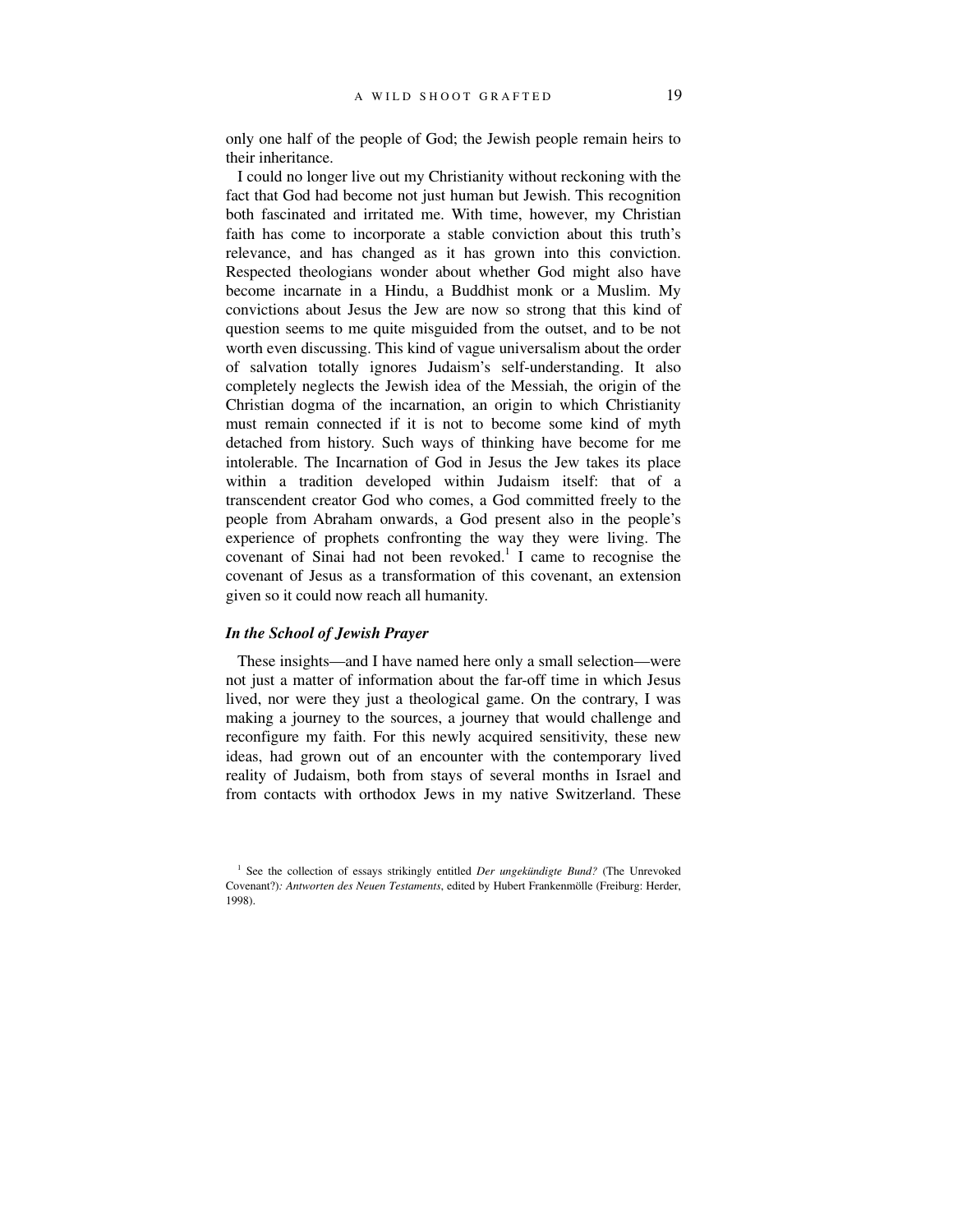only one half of the people of God; the Jewish people remain heirs to their inheritance.

I could no longer live out my Christianity without reckoning with the fact that God had become not just human but Jewish. This recognition both fascinated and irritated me. With time, however, my Christian faith has come to incorporate a stable conviction about this truth's relevance, and has changed as it has grown into this conviction. Respected theologians wonder about whether God might also have become incarnate in a Hindu, a Buddhist monk or a Muslim. My convictions about Jesus the Jew are now so strong that this kind of question seems to me quite misguided from the outset, and to be not worth even discussing. This kind of vague universalism about the order of salvation totally ignores Judaism's self-understanding. It also completely neglects the Jewish idea of the Messiah, the origin of the Christian dogma of the incarnation, an origin to which Christianity must remain connected if it is not to become some kind of myth detached from history. Such ways of thinking have become for me intolerable. The Incarnation of God in Jesus the Jew takes its place within a tradition developed within Judaism itself: that of a transcendent creator God who comes, a God committed freely to the people from Abraham onwards, a God present also in the people's experience of prophets confronting the way they were living. The covenant of Sinai had not been revoked.[1] I came to recognise the covenant of Jesus as a transformation of this covenant, an extension given so it could now reach all humanity.

### *In the School of Jewish Prayer*

These insights—and I have named here only a small selection—were not just a matter of information about the far-off time in which Jesus lived, nor were they just a theological game. On the contrary, I was making a journey to the sources, a journey that would challenge and reconfigure my faith. For this newly acquired sensitivity, these new ideas, had grown out of an encounter with the contemporary lived reality of Judaism, both from stays of several months in Israel and from contacts with orthodox Jews in my native Switzerland. These

[1] See the collection of essays strikingly entitled *Der ungekündigte Bund?* (The Unrevoked Covenant?)*: Antworten des Neuen Testaments*, edited by Hubert Frankenmölle (Freiburg: Herder, 1998).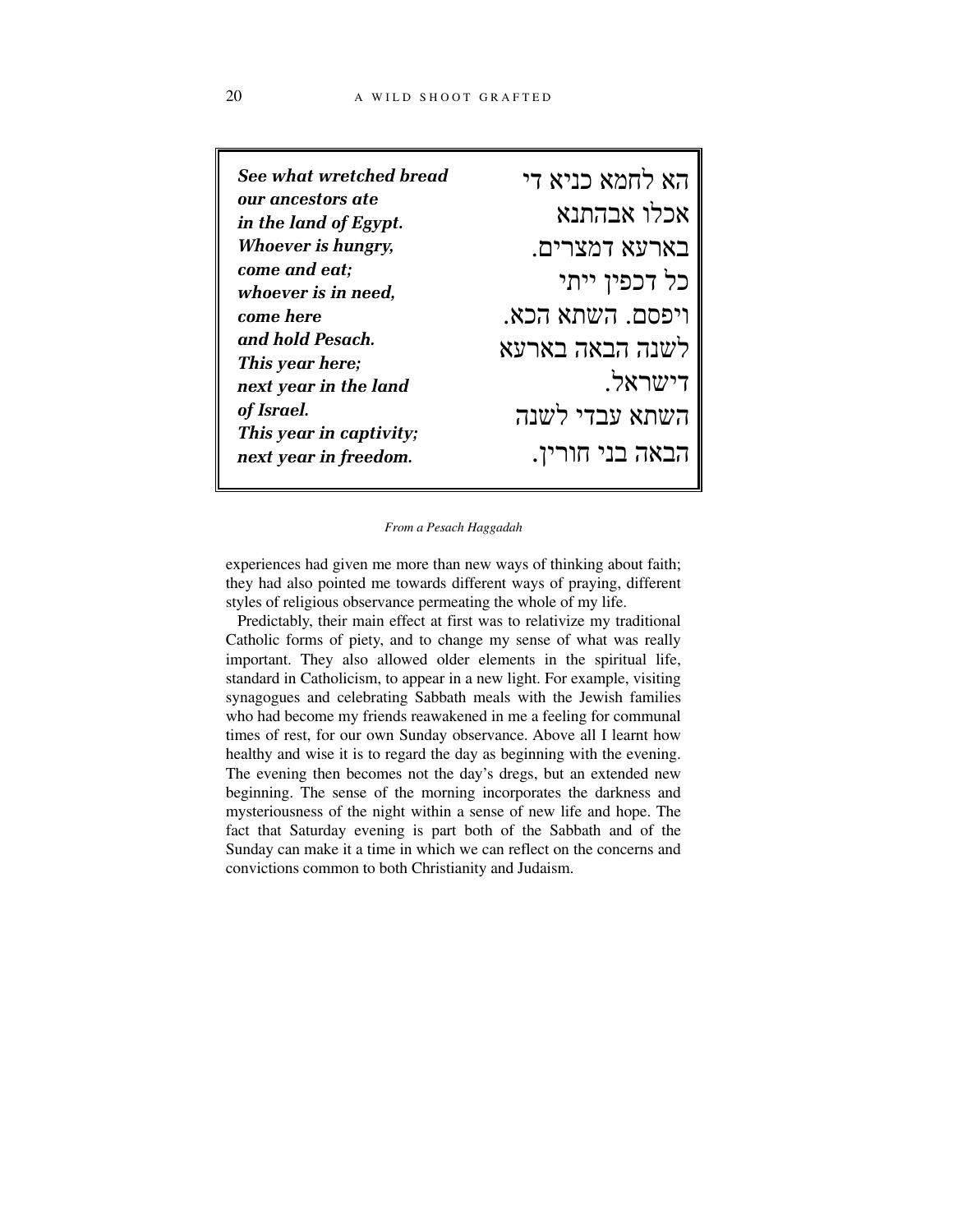| | |
|---|---|
| ***See what wretched bread*** | הא לחמא כניא די |
| ***our ancestors ate*** | אכלו אבהתנא |
| ***in the land of Egypt.*** | בארעא דמצרים. |
| ***Whoever is hungry,*** | כל דכפין ייתי |
| ***come and eat;*** | ויפסם. השתא הכא. |
| ***whoever is in need,*** | לשנה הבאה בארעא |
| ***come here*** | דישראל. |
| ***and hold Pesach.*** | השתא עבדי לשנה |
| ***This year here;*** | הבאה בני חורין. |
| ***next year in the land*** | |
| ***of Israel.*** | |
| ***This year in captivity;*** | |
| ***next year in freedom.*** | |

*From a Pesach Haggadah*

experiences had given me more than new ways of thinking about faith; they had also pointed me towards different ways of praying, different styles of religious observance permeating the whole of my life.

Predictably, their main effect at first was to relativize my traditional Catholic forms of piety, and to change my sense of what was really important. They also allowed older elements in the spiritual life, standard in Catholicism, to appear in a new light. For example, visiting synagogues and celebrating Sabbath meals with the Jewish families who had become my friends reawakened in me a feeling for communal times of rest, for our own Sunday observance. Above all I learnt how healthy and wise it is to regard the day as beginning with the evening. The evening then becomes not the day's dregs, but an extended new beginning. The sense of the morning incorporates the darkness and mysteriousness of the night within a sense of new life and hope. The fact that Saturday evening is part both of the Sabbath and of the Sunday can make it a time in which we can reflect on the concerns and convictions common to both Christianity and Judaism.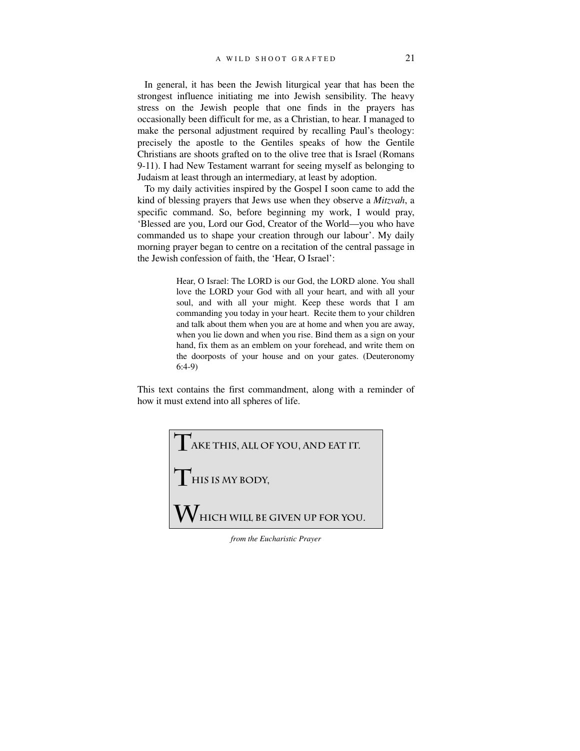In general, it has been the Jewish liturgical year that has been the strongest influence initiating me into Jewish sensibility. The heavy stress on the Jewish people that one finds in the prayers has occasionally been difficult for me, as a Christian, to hear. I managed to make the personal adjustment required by recalling Paul's theology: precisely the apostle to the Gentiles speaks of how the Gentile Christians are shoots grafted on to the olive tree that is Israel (Romans 9-11). I had New Testament warrant for seeing myself as belonging to Judaism at least through an intermediary, at least by adoption.

To my daily activities inspired by the Gospel I soon came to add the kind of blessing prayers that Jews use when they observe a *Mitzvah*, a specific command. So, before beginning my work, I would pray, 'Blessed are you, Lord our God, Creator of the World—you who have commanded us to shape your creation through our labour'. My daily morning prayer began to centre on a recitation of the central passage in the Jewish confession of faith, the 'Hear, O Israel':

> Hear, O Israel: The LORD is our God, the LORD alone. You shall love the LORD your God with all your heart, and with all your soul, and with all your might. Keep these words that I am commanding you today in your heart. Recite them to your children and talk about them when you are at home and when you are away, when you lie down and when you rise. Bind them as a sign on your hand, fix them as an emblem on your forehead, and write them on the doorposts of your house and on your gates. (Deuteronomy 6:4-9)

This text contains the first commandment, along with a reminder of how it must extend into all spheres of life.

> TAKE THIS, ALL OF YOU, AND EAT IT.
>
> THIS IS MY BODY,
>
> WHICH WILL BE GIVEN UP FOR YOU.

*from the Eucharistic Prayer*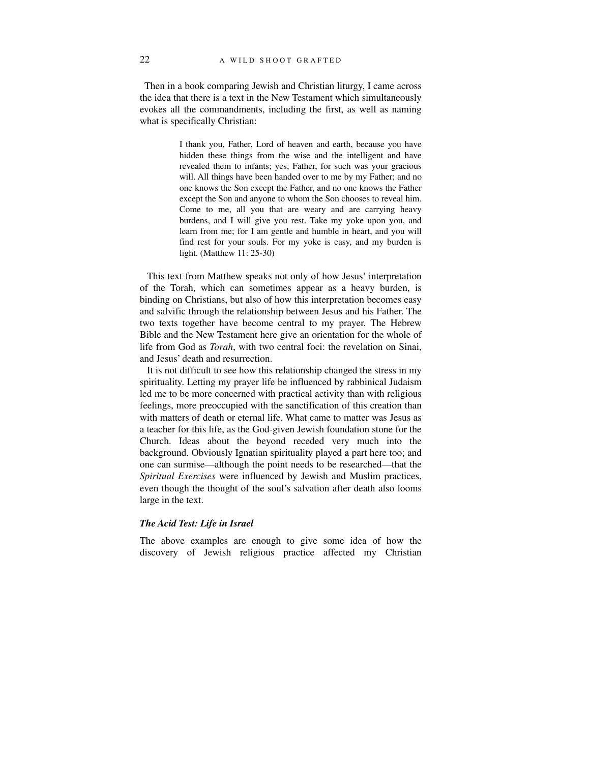Then in a book comparing Jewish and Christian liturgy, I came across the idea that there is a text in the New Testament which simultaneously evokes all the commandments, including the first, as well as naming what is specifically Christian:

> I thank you, Father, Lord of heaven and earth, because you have hidden these things from the wise and the intelligent and have revealed them to infants; yes, Father, for such was your gracious will. All things have been handed over to me by my Father; and no one knows the Son except the Father, and no one knows the Father except the Son and anyone to whom the Son chooses to reveal him. Come to me, all you that are weary and are carrying heavy burdens, and I will give you rest. Take my yoke upon you, and learn from me; for I am gentle and humble in heart, and you will find rest for your souls. For my yoke is easy, and my burden is light. (Matthew 11: 25-30)

This text from Matthew speaks not only of how Jesus' interpretation of the Torah, which can sometimes appear as a heavy burden, is binding on Christians, but also of how this interpretation becomes easy and salvific through the relationship between Jesus and his Father. The two texts together have become central to my prayer. The Hebrew Bible and the New Testament here give an orientation for the whole of life from God as *Torah*, with two central foci: the revelation on Sinai, and Jesus' death and resurrection.

It is not difficult to see how this relationship changed the stress in my spirituality. Letting my prayer life be influenced by rabbinical Judaism led me to be more concerned with practical activity than with religious feelings, more preoccupied with the sanctification of this creation than with matters of death or eternal life. What came to matter was Jesus as a teacher for this life, as the God-given Jewish foundation stone for the Church. Ideas about the beyond receded very much into the background. Obviously Ignatian spirituality played a part here too; and one can surmise—although the point needs to be researched—that the *Spiritual Exercises* were influenced by Jewish and Muslim practices, even though the thought of the soul's salvation after death also looms large in the text.

### *The Acid Test: Life in Israel*

The above examples are enough to give some idea of how the discovery of Jewish religious practice affected my Christian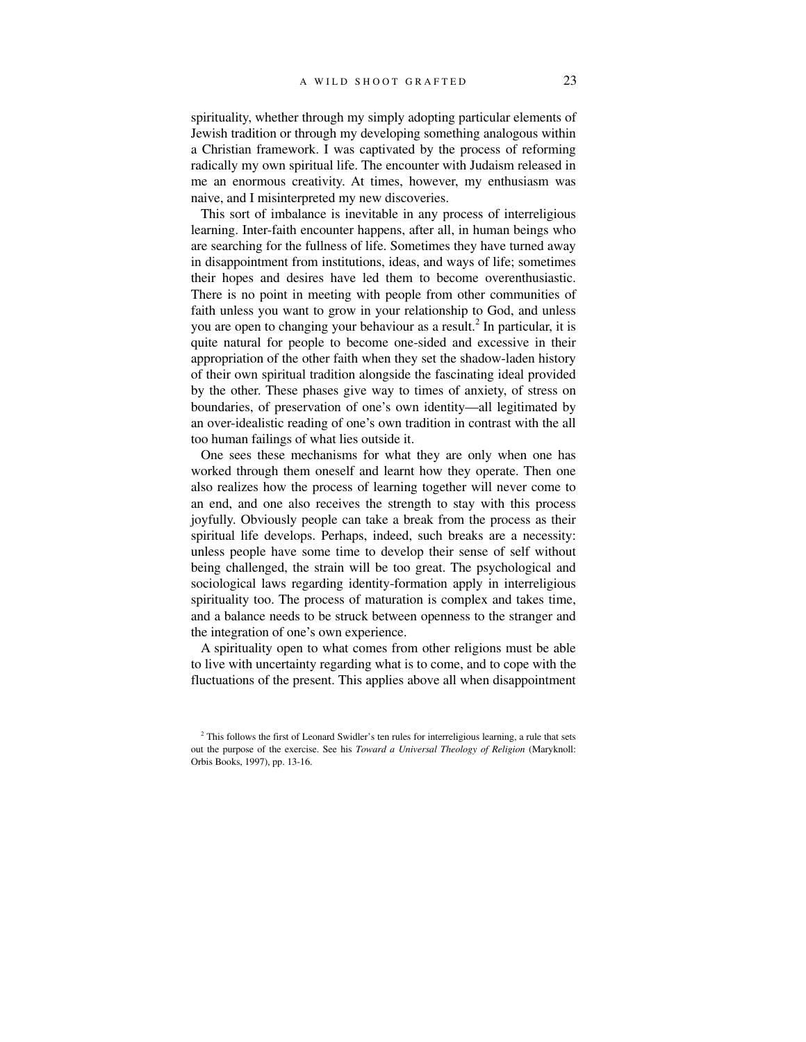spirituality, whether through my simply adopting particular elements of Jewish tradition or through my developing something analogous within a Christian framework. I was captivated by the process of reforming radically my own spiritual life. The encounter with Judaism released in me an enormous creativity. At times, however, my enthusiasm was naive, and I misinterpreted my new discoveries.

This sort of imbalance is inevitable in any process of interreligious learning. Inter-faith encounter happens, after all, in human beings who are searching for the fullness of life. Sometimes they have turned away in disappointment from institutions, ideas, and ways of life; sometimes their hopes and desires have led them to become overenthusiastic. There is no point in meeting with people from other communities of faith unless you want to grow in your relationship to God, and unless you are open to changing your behaviour as a result.[2] In particular, it is quite natural for people to become one-sided and excessive in their appropriation of the other faith when they set the shadow-laden history of their own spiritual tradition alongside the fascinating ideal provided by the other. These phases give way to times of anxiety, of stress on boundaries, of preservation of one's own identity—all legitimated by an over-idealistic reading of one's own tradition in contrast with the all too human failings of what lies outside it.

One sees these mechanisms for what they are only when one has worked through them oneself and learnt how they operate. Then one also realizes how the process of learning together will never come to an end, and one also receives the strength to stay with this process joyfully. Obviously people can take a break from the process as their spiritual life develops. Perhaps, indeed, such breaks are a necessity: unless people have some time to develop their sense of self without being challenged, the strain will be too great. The psychological and sociological laws regarding identity-formation apply in interreligious spirituality too. The process of maturation is complex and takes time, and a balance needs to be struck between openness to the stranger and the integration of one's own experience.

A spirituality open to what comes from other religions must be able to live with uncertainty regarding what is to come, and to cope with the fluctuations of the present. This applies above all when disappointment

[2] This follows the first of Leonard Swidler's ten rules for interreligious learning, a rule that sets out the purpose of the exercise. See his *Toward a Universal Theology of Religion* (Maryknoll: Orbis Books, 1997), pp. 13-16.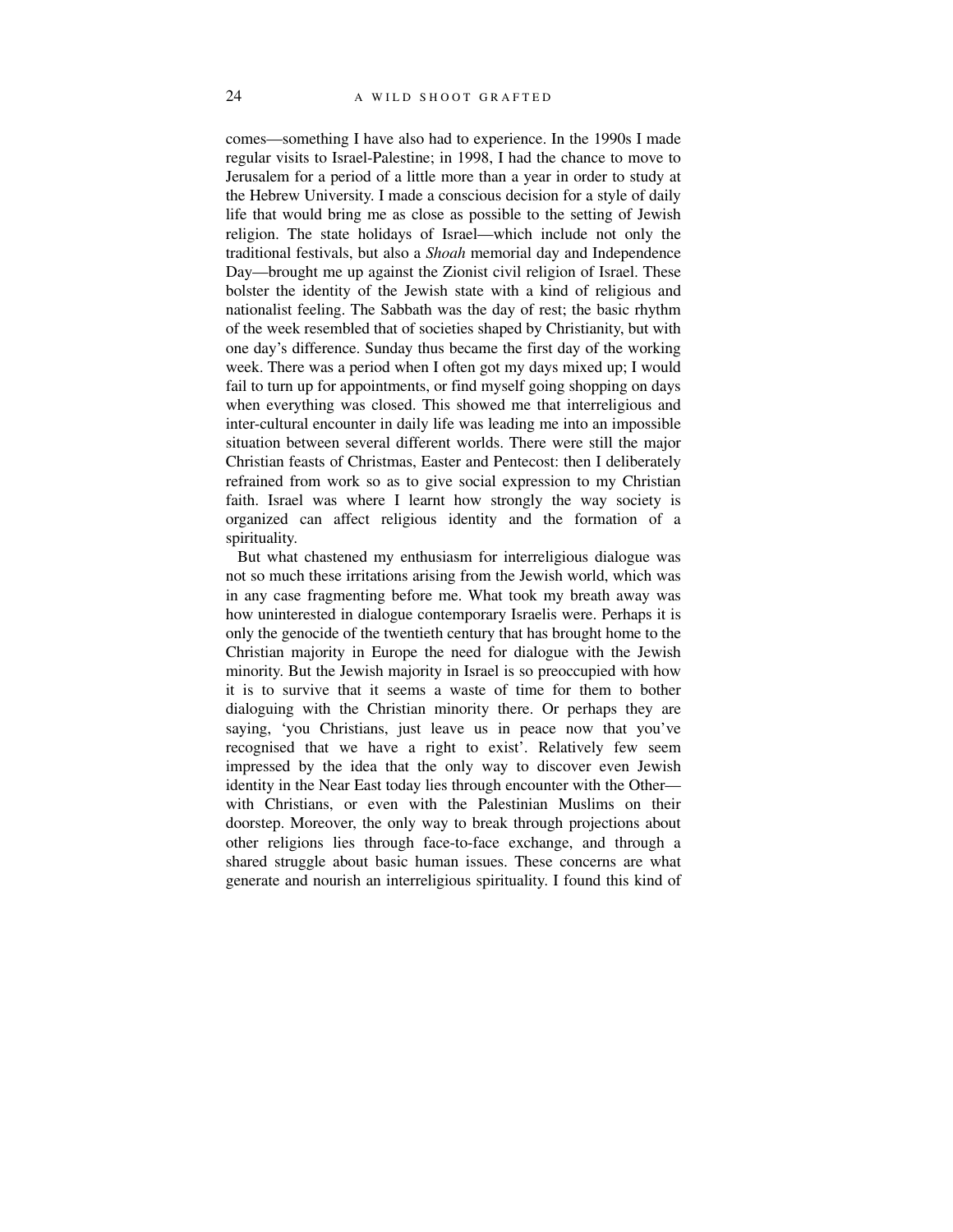comes—something I have also had to experience. In the 1990s I made regular visits to Israel-Palestine; in 1998, I had the chance to move to Jerusalem for a period of a little more than a year in order to study at the Hebrew University. I made a conscious decision for a style of daily life that would bring me as close as possible to the setting of Jewish religion. The state holidays of Israel—which include not only the traditional festivals, but also a *Shoah* memorial day and Independence Day—brought me up against the Zionist civil religion of Israel. These bolster the identity of the Jewish state with a kind of religious and nationalist feeling. The Sabbath was the day of rest; the basic rhythm of the week resembled that of societies shaped by Christianity, but with one day's difference. Sunday thus became the first day of the working week. There was a period when I often got my days mixed up; I would fail to turn up for appointments, or find myself going shopping on days when everything was closed. This showed me that interreligious and inter-cultural encounter in daily life was leading me into an impossible situation between several different worlds. There were still the major Christian feasts of Christmas, Easter and Pentecost: then I deliberately refrained from work so as to give social expression to my Christian faith. Israel was where I learnt how strongly the way society is organized can affect religious identity and the formation of a spirituality.

But what chastened my enthusiasm for interreligious dialogue was not so much these irritations arising from the Jewish world, which was in any case fragmenting before me. What took my breath away was how uninterested in dialogue contemporary Israelis were. Perhaps it is only the genocide of the twentieth century that has brought home to the Christian majority in Europe the need for dialogue with the Jewish minority. But the Jewish majority in Israel is so preoccupied with how it is to survive that it seems a waste of time for them to bother dialoguing with the Christian minority there. Or perhaps they are saying, 'you Christians, just leave us in peace now that you've recognised that we have a right to exist'. Relatively few seem impressed by the idea that the only way to discover even Jewish identity in the Near East today lies through encounter with the Other—with Christians, or even with the Palestinian Muslims on their doorstep. Moreover, the only way to break through projections about other religions lies through face-to-face exchange, and through a shared struggle about basic human issues. These concerns are what generate and nourish an interreligious spirituality. I found this kind of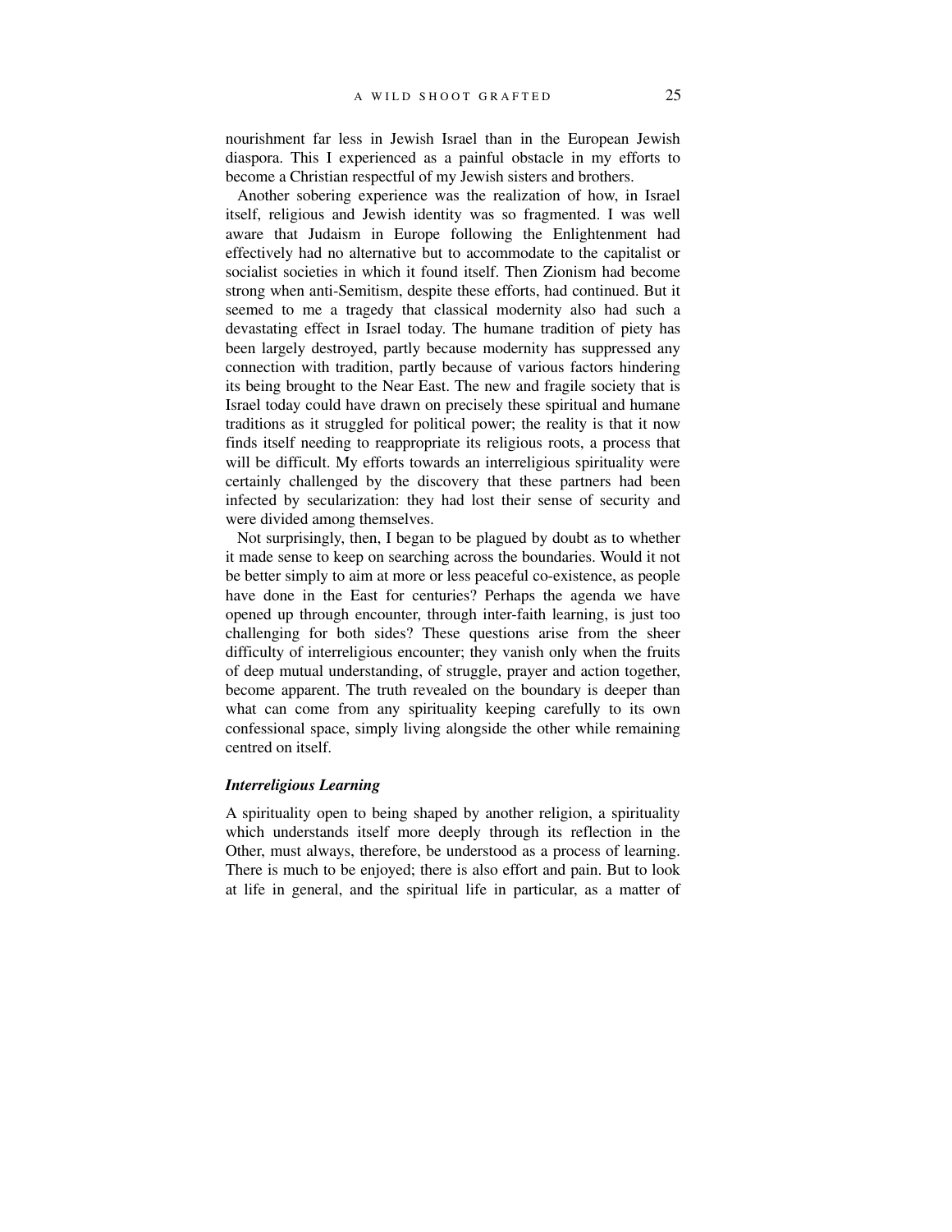nourishment far less in Jewish Israel than in the European Jewish diaspora. This I experienced as a painful obstacle in my efforts to become a Christian respectful of my Jewish sisters and brothers.

Another sobering experience was the realization of how, in Israel itself, religious and Jewish identity was so fragmented. I was well aware that Judaism in Europe following the Enlightenment had effectively had no alternative but to accommodate to the capitalist or socialist societies in which it found itself. Then Zionism had become strong when anti-Semitism, despite these efforts, had continued. But it seemed to me a tragedy that classical modernity also had such a devastating effect in Israel today. The humane tradition of piety has been largely destroyed, partly because modernity has suppressed any connection with tradition, partly because of various factors hindering its being brought to the Near East. The new and fragile society that is Israel today could have drawn on precisely these spiritual and humane traditions as it struggled for political power; the reality is that it now finds itself needing to reappropriate its religious roots, a process that will be difficult. My efforts towards an interreligious spirituality were certainly challenged by the discovery that these partners had been infected by secularization: they had lost their sense of security and were divided among themselves.

Not surprisingly, then, I began to be plagued by doubt as to whether it made sense to keep on searching across the boundaries. Would it not be better simply to aim at more or less peaceful co-existence, as people have done in the East for centuries? Perhaps the agenda we have opened up through encounter, through inter-faith learning, is just too challenging for both sides? These questions arise from the sheer difficulty of interreligious encounter; they vanish only when the fruits of deep mutual understanding, of struggle, prayer and action together, become apparent. The truth revealed on the boundary is deeper than what can come from any spirituality keeping carefully to its own confessional space, simply living alongside the other while remaining centred on itself.

### *Interreligious Learning*

A spirituality open to being shaped by another religion, a spirituality which understands itself more deeply through its reflection in the Other, must always, therefore, be understood as a process of learning. There is much to be enjoyed; there is also effort and pain. But to look at life in general, and the spiritual life in particular, as a matter of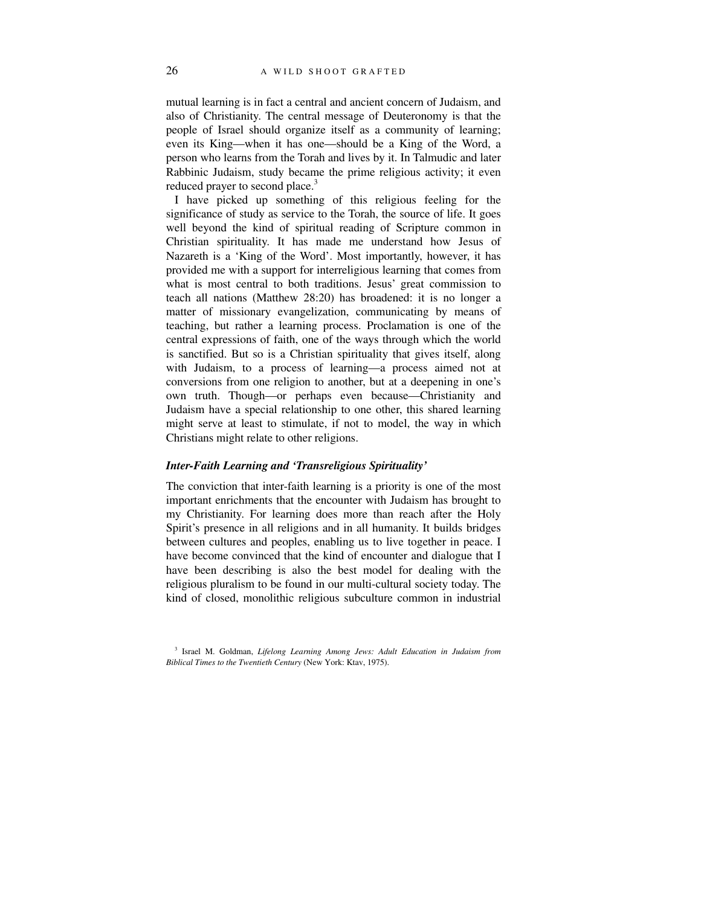mutual learning is in fact a central and ancient concern of Judaism, and also of Christianity. The central message of Deuteronomy is that the people of Israel should organize itself as a community of learning; even its King—when it has one—should be a King of the Word, a person who learns from the Torah and lives by it. In Talmudic and later Rabbinic Judaism, study became the prime religious activity; it even reduced prayer to second place.[3]

I have picked up something of this religious feeling for the significance of study as service to the Torah, the source of life. It goes well beyond the kind of spiritual reading of Scripture common in Christian spirituality. It has made me understand how Jesus of Nazareth is a 'King of the Word'. Most importantly, however, it has provided me with a support for interreligious learning that comes from what is most central to both traditions. Jesus' great commission to teach all nations (Matthew 28:20) has broadened: it is no longer a matter of missionary evangelization, communicating by means of teaching, but rather a learning process. Proclamation is one of the central expressions of faith, one of the ways through which the world is sanctified. But so is a Christian spirituality that gives itself, along with Judaism, to a process of learning—a process aimed not at conversions from one religion to another, but at a deepening in one's own truth. Though—or perhaps even because—Christianity and Judaism have a special relationship to one other, this shared learning might serve at least to stimulate, if not to model, the way in which Christians might relate to other religions.

### *Inter-Faith Learning and 'Transreligious Spirituality'*

The conviction that inter-faith learning is a priority is one of the most important enrichments that the encounter with Judaism has brought to my Christianity. For learning does more than reach after the Holy Spirit's presence in all religions and in all humanity. It builds bridges between cultures and peoples, enabling us to live together in peace. I have become convinced that the kind of encounter and dialogue that I have been describing is also the best model for dealing with the religious pluralism to be found in our multi-cultural society today. The kind of closed, monolithic religious subculture common in industrial

[3] Israel M. Goldman, *Lifelong Learning Among Jews: Adult Education in Judaism from Biblical Times to the Twentieth Century* (New York: Ktav, 1975).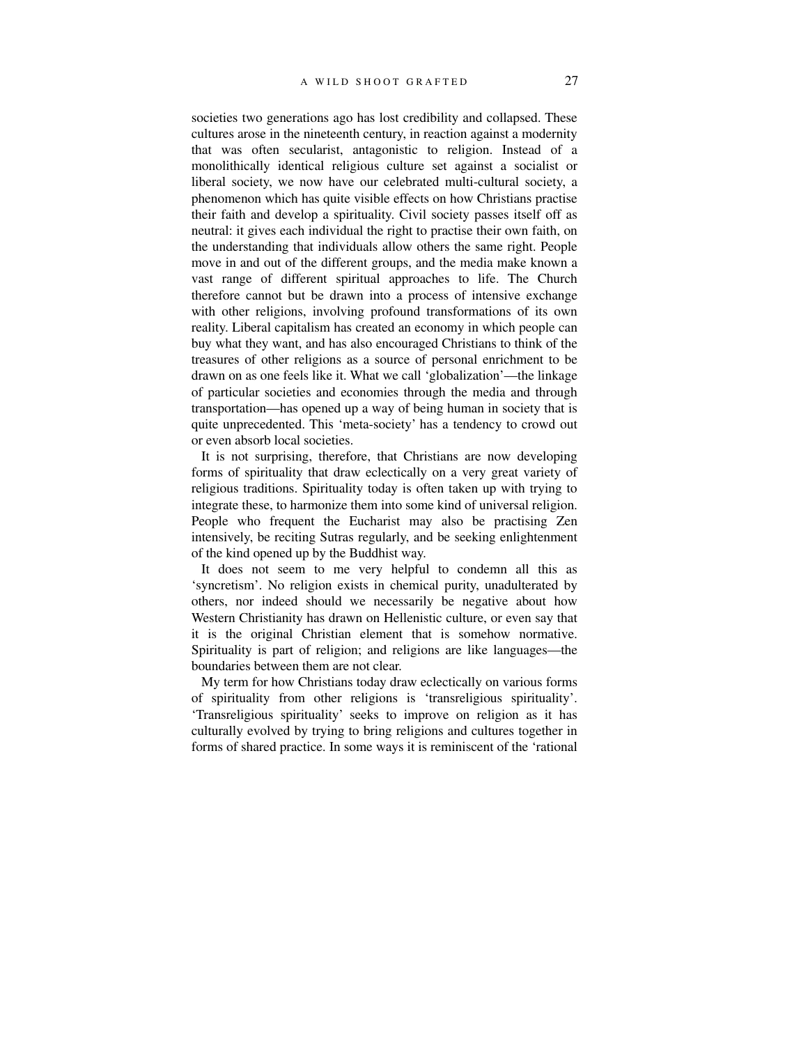societies two generations ago has lost credibility and collapsed. These cultures arose in the nineteenth century, in reaction against a modernity that was often secularist, antagonistic to religion. Instead of a monolithically identical religious culture set against a socialist or liberal society, we now have our celebrated multi-cultural society, a phenomenon which has quite visible effects on how Christians practise their faith and develop a spirituality. Civil society passes itself off as neutral: it gives each individual the right to practise their own faith, on the understanding that individuals allow others the same right. People move in and out of the different groups, and the media make known a vast range of different spiritual approaches to life. The Church therefore cannot but be drawn into a process of intensive exchange with other religions, involving profound transformations of its own reality. Liberal capitalism has created an economy in which people can buy what they want, and has also encouraged Christians to think of the treasures of other religions as a source of personal enrichment to be drawn on as one feels like it. What we call 'globalization'—the linkage of particular societies and economies through the media and through transportation—has opened up a way of being human in society that is quite unprecedented. This 'meta-society' has a tendency to crowd out or even absorb local societies.

It is not surprising, therefore, that Christians are now developing forms of spirituality that draw eclectically on a very great variety of religious traditions. Spirituality today is often taken up with trying to integrate these, to harmonize them into some kind of universal religion. People who frequent the Eucharist may also be practising Zen intensively, be reciting Sutras regularly, and be seeking enlightenment of the kind opened up by the Buddhist way.

It does not seem to me very helpful to condemn all this as 'syncretism'. No religion exists in chemical purity, unadulterated by others, nor indeed should we necessarily be negative about how Western Christianity has drawn on Hellenistic culture, or even say that it is the original Christian element that is somehow normative. Spirituality is part of religion; and religions are like languages—the boundaries between them are not clear.

My term for how Christians today draw eclectically on various forms of spirituality from other religions is 'transreligious spirituality'. 'Transreligious spirituality' seeks to improve on religion as it has culturally evolved by trying to bring religions and cultures together in forms of shared practice. In some ways it is reminiscent of the 'rational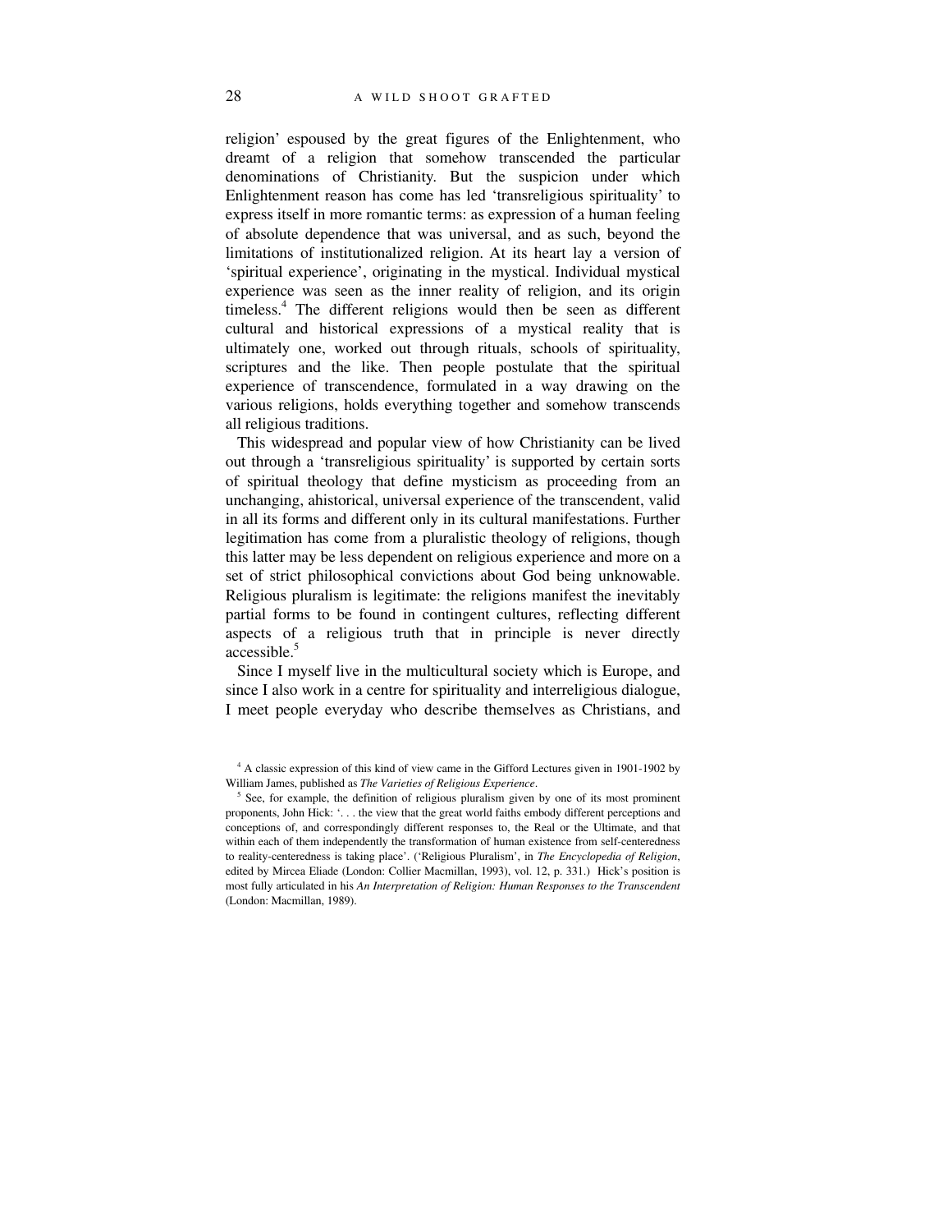religion' espoused by the great figures of the Enlightenment, who dreamt of a religion that somehow transcended the particular denominations of Christianity. But the suspicion under which Enlightenment reason has come has led 'transreligious spirituality' to express itself in more romantic terms: as expression of a human feeling of absolute dependence that was universal, and as such, beyond the limitations of institutionalized religion. At its heart lay a version of 'spiritual experience', originating in the mystical. Individual mystical experience was seen as the inner reality of religion, and its origin timeless.[4] The different religions would then be seen as different cultural and historical expressions of a mystical reality that is ultimately one, worked out through rituals, schools of spirituality, scriptures and the like. Then people postulate that the spiritual experience of transcendence, formulated in a way drawing on the various religions, holds everything together and somehow transcends all religious traditions.

This widespread and popular view of how Christianity can be lived out through a 'transreligious spirituality' is supported by certain sorts of spiritual theology that define mysticism as proceeding from an unchanging, ahistorical, universal experience of the transcendent, valid in all its forms and different only in its cultural manifestations. Further legitimation has come from a pluralistic theology of religions, though this latter may be less dependent on religious experience and more on a set of strict philosophical convictions about God being unknowable. Religious pluralism is legitimate: the religions manifest the inevitably partial forms to be found in contingent cultures, reflecting different aspects of a religious truth that in principle is never directly accessible.[5]

Since I myself live in the multicultural society which is Europe, and since I also work in a centre for spirituality and interreligious dialogue, I meet people everyday who describe themselves as Christians, and

---

[4] A classic expression of this kind of view came in the Gifford Lectures given in 1901-1902 by William James, published as *The Varieties of Religious Experience*.

[5] See, for example, the definition of religious pluralism given by one of its most prominent proponents, John Hick: '. . . the view that the great world faiths embody different perceptions and conceptions of, and correspondingly different responses to, the Real or the Ultimate, and that within each of them independently the transformation of human existence from self-centeredness to reality-centeredness is taking place'. ('Religious Pluralism', in *The Encyclopedia of Religion*, edited by Mircea Eliade (London: Collier Macmillan, 1993), vol. 12, p. 331.) Hick's position is most fully articulated in his *An Interpretation of Religion: Human Responses to the Transcendent* (London: Macmillan, 1989).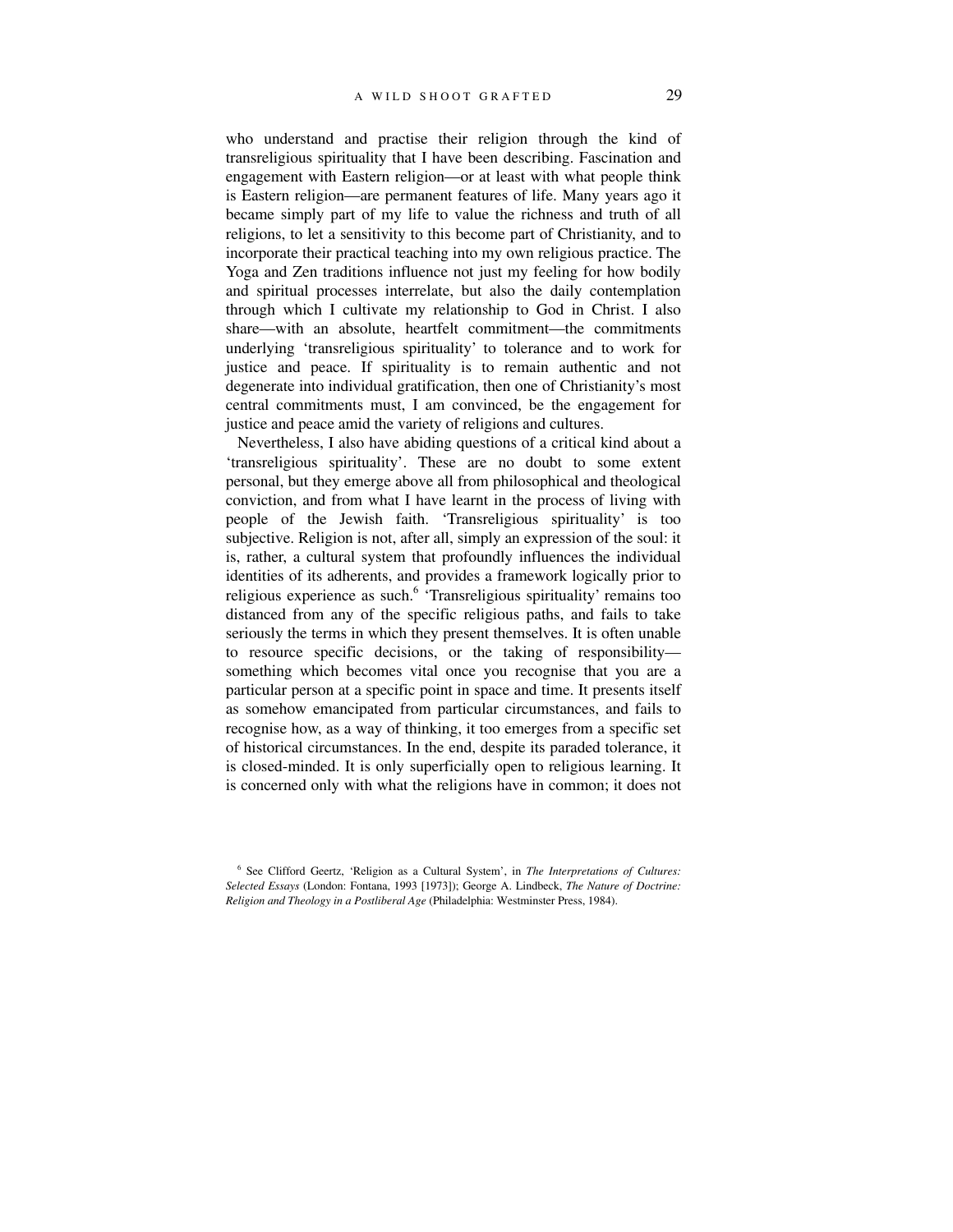who understand and practise their religion through the kind of transreligious spirituality that I have been describing. Fascination and engagement with Eastern religion—or at least with what people think is Eastern religion—are permanent features of life. Many years ago it became simply part of my life to value the richness and truth of all religions, to let a sensitivity to this become part of Christianity, and to incorporate their practical teaching into my own religious practice. The Yoga and Zen traditions influence not just my feeling for how bodily and spiritual processes interrelate, but also the daily contemplation through which I cultivate my relationship to God in Christ. I also share—with an absolute, heartfelt commitment—the commitments underlying 'transreligious spirituality' to tolerance and to work for justice and peace. If spirituality is to remain authentic and not degenerate into individual gratification, then one of Christianity's most central commitments must, I am convinced, be the engagement for justice and peace amid the variety of religions and cultures.

Nevertheless, I also have abiding questions of a critical kind about a 'transreligious spirituality'. These are no doubt to some extent personal, but they emerge above all from philosophical and theological conviction, and from what I have learnt in the process of living with people of the Jewish faith. 'Transreligious spirituality' is too subjective. Religion is not, after all, simply an expression of the soul: it is, rather, a cultural system that profoundly influences the individual identities of its adherents, and provides a framework logically prior to religious experience as such.[6] 'Transreligious spirituality' remains too distanced from any of the specific religious paths, and fails to take seriously the terms in which they present themselves. It is often unable to resource specific decisions, or the taking of responsibility—something which becomes vital once you recognise that you are a particular person at a specific point in space and time. It presents itself as somehow emancipated from particular circumstances, and fails to recognise how, as a way of thinking, it too emerges from a specific set of historical circumstances. In the end, despite its paraded tolerance, it is closed-minded. It is only superficially open to religious learning. It is concerned only with what the religions have in common; it does not

[6] See Clifford Geertz, 'Religion as a Cultural System', in *The Interpretations of Cultures: Selected Essays* (London: Fontana, 1993 [1973]); George A. Lindbeck, *The Nature of Doctrine: Religion and Theology in a Postliberal Age* (Philadelphia: Westminster Press, 1984).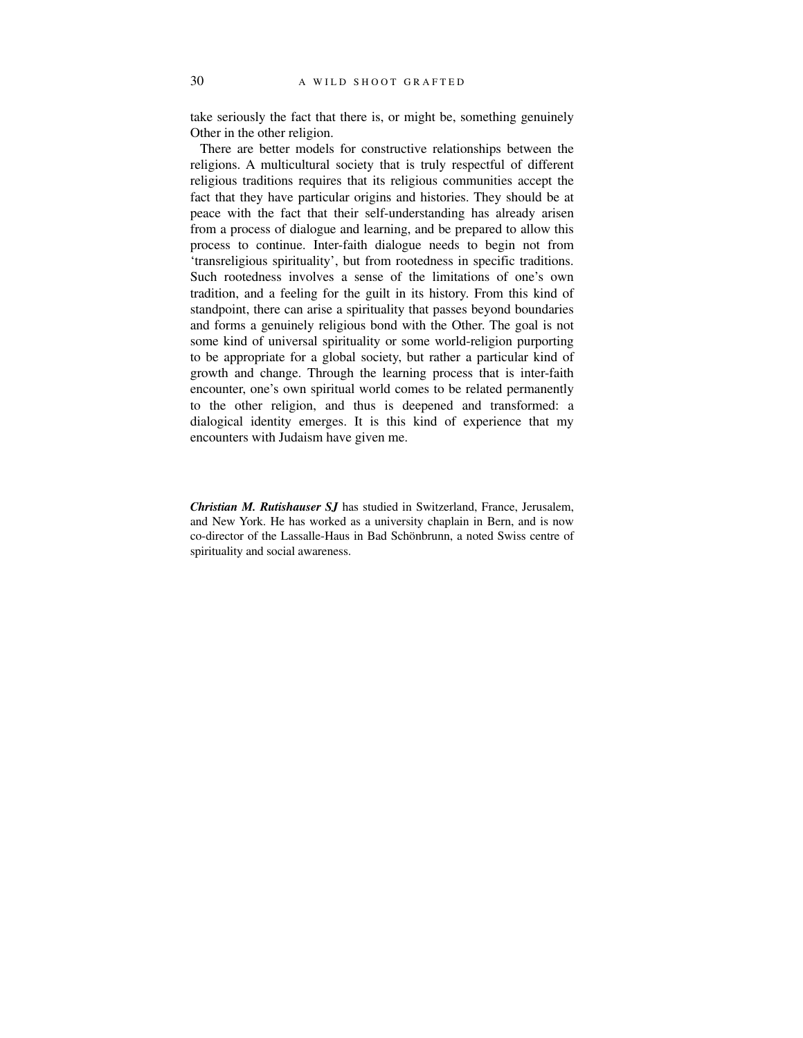take seriously the fact that there is, or might be, something genuinely Other in the other religion.

There are better models for constructive relationships between the religions. A multicultural society that is truly respectful of different religious traditions requires that its religious communities accept the fact that they have particular origins and histories. They should be at peace with the fact that their self-understanding has already arisen from a process of dialogue and learning, and be prepared to allow this process to continue. Inter-faith dialogue needs to begin not from 'transreligious spirituality', but from rootedness in specific traditions. Such rootedness involves a sense of the limitations of one's own tradition, and a feeling for the guilt in its history. From this kind of standpoint, there can arise a spirituality that passes beyond boundaries and forms a genuinely religious bond with the Other. The goal is not some kind of universal spirituality or some world-religion purporting to be appropriate for a global society, but rather a particular kind of growth and change. Through the learning process that is inter-faith encounter, one's own spiritual world comes to be related permanently to the other religion, and thus is deepened and transformed: a dialogical identity emerges. It is this kind of experience that my encounters with Judaism have given me.

***Christian M. Rutishauser SJ*** has studied in Switzerland, France, Jerusalem, and New York. He has worked as a university chaplain in Bern, and is now co-director of the Lassalle-Haus in Bad Schönbrunn, a noted Swiss centre of spirituality and social awareness.